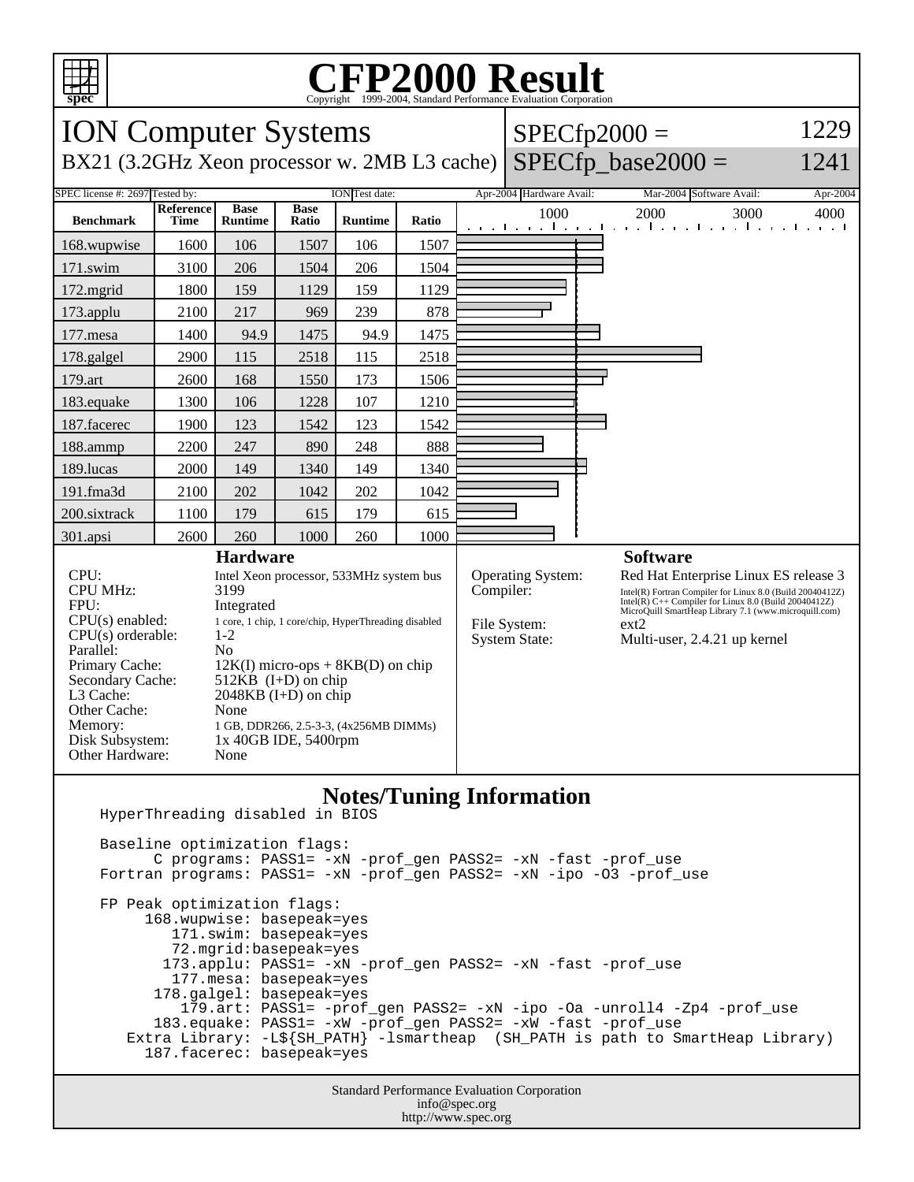# CFP2000 Result

Copyright 1999-2004, Standard Performance Evaluation Corporation

## ION Computer Systems

BX21 (3.2GHz Xeon processor w. 2MB L3 cache)

SPECfp2000 = 1229

SPECfp_base2000 = 1241

| SPEC license #: 2697 | Tested by: ION | Test date: Apr-2004 | Hardware Avail: Mar-2004 | Software Avail: Apr-2004 |
|---|---|---|---|---|

| Benchmark | Reference Time | Base Runtime | Base Ratio | Runtime | Ratio |
|---|---|---|---|---|---|
| 168.wupwise | 1600 | 106 | 1507 | 106 | 1507 |
| 171.swim | 3100 | 206 | 1504 | 206 | 1504 |
| 172.mgrid | 1800 | 159 | 1129 | 159 | 1129 |
| 173.applu | 2100 | 217 | 969 | 239 | 878 |
| 177.mesa | 1400 | 94.9 | 1475 | 94.9 | 1475 |
| 178.galgel | 2900 | 115 | 2518 | 115 | 2518 |
| 179.art | 2600 | 168 | 1550 | 173 | 1506 |
| 183.equake | 1300 | 106 | 1228 | 107 | 1210 |
| 187.facerec | 1900 | 123 | 1542 | 123 | 1542 |
| 188.ammp | 2200 | 247 | 890 | 248 | 888 |
| 189.lucas | 2000 | 149 | 1340 | 149 | 1340 |
| 191.fma3d | 2100 | 202 | 1042 | 202 | 1042 |
| 200.sixtrack | 1100 | 179 | 615 | 179 | 615 |
| 301.apsi | 2600 | 260 | 1000 | 260 | 1000 |

### Hardware

| | |
|---|---|
| CPU: | Intel Xeon processor, 533MHz system bus |
| CPU MHz: | 3199 |
| FPU: | Integrated |
| CPU(s) enabled: | 1 core, 1 chip, 1 core/chip, HyperThreading disabled |
| CPU(s) orderable: | 1-2 |
| Parallel: | No |
| Primary Cache: | 12K(I) micro-ops + 8KB(D) on chip |
| Secondary Cache: | 512KB (I+D) on chip |
| L3 Cache: | 2048KB (I+D) on chip |
| Other Cache: | None |
| Memory: | 1 GB, DDR266, 2.5-3-3, (4x256MB DIMMs) |
| Disk Subsystem: | 1x 40GB IDE, 5400rpm |
| Other Hardware: | None |

### Software

| | |
|---|---|
| Operating System: | Red Hat Enterprise Linux ES release 3 |
| Compiler: | Intel(R) Fortran Compiler for Linux 8.0 (Build 20040412Z) Intel(R) C++ Compiler for Linux 8.0 (Build 20040412Z) MicroQuill SmartHeap Library 7.1 (www.microquill.com) |
| File System: | ext2 |
| System State: | Multi-user, 2.4.21 up kernel |

### Notes/Tuning Information

```
HyperThreading disabled in BIOS

Baseline optimization flags:
      C programs: PASS1= -xN -prof_gen PASS2= -xN -fast -prof_use
Fortran programs: PASS1= -xN -prof_gen PASS2= -xN -ipo -O3 -prof_use

FP Peak optimization flags:
     168.wupwise: basepeak=yes
        171.swim: basepeak=yes
        72.mgrid:basepeak=yes
       173.applu: PASS1= -xN -prof_gen PASS2= -xN -fast -prof_use
        177.mesa: basepeak=yes
      178.galgel: basepeak=yes
         179.art: PASS1= -prof_gen PASS2= -xN -ipo -Oa -unroll4 -Zp4 -prof_use
      183.equake: PASS1= -xW -prof_gen PASS2= -xW -fast -prof_use
   Extra Library: -L${SH_PATH} -lsmartheap  (SH_PATH is path to SmartHeap Library)
     187.facerec: basepeak=yes
```

Standard Performance Evaluation Corporation
info@spec.org
http://www.spec.org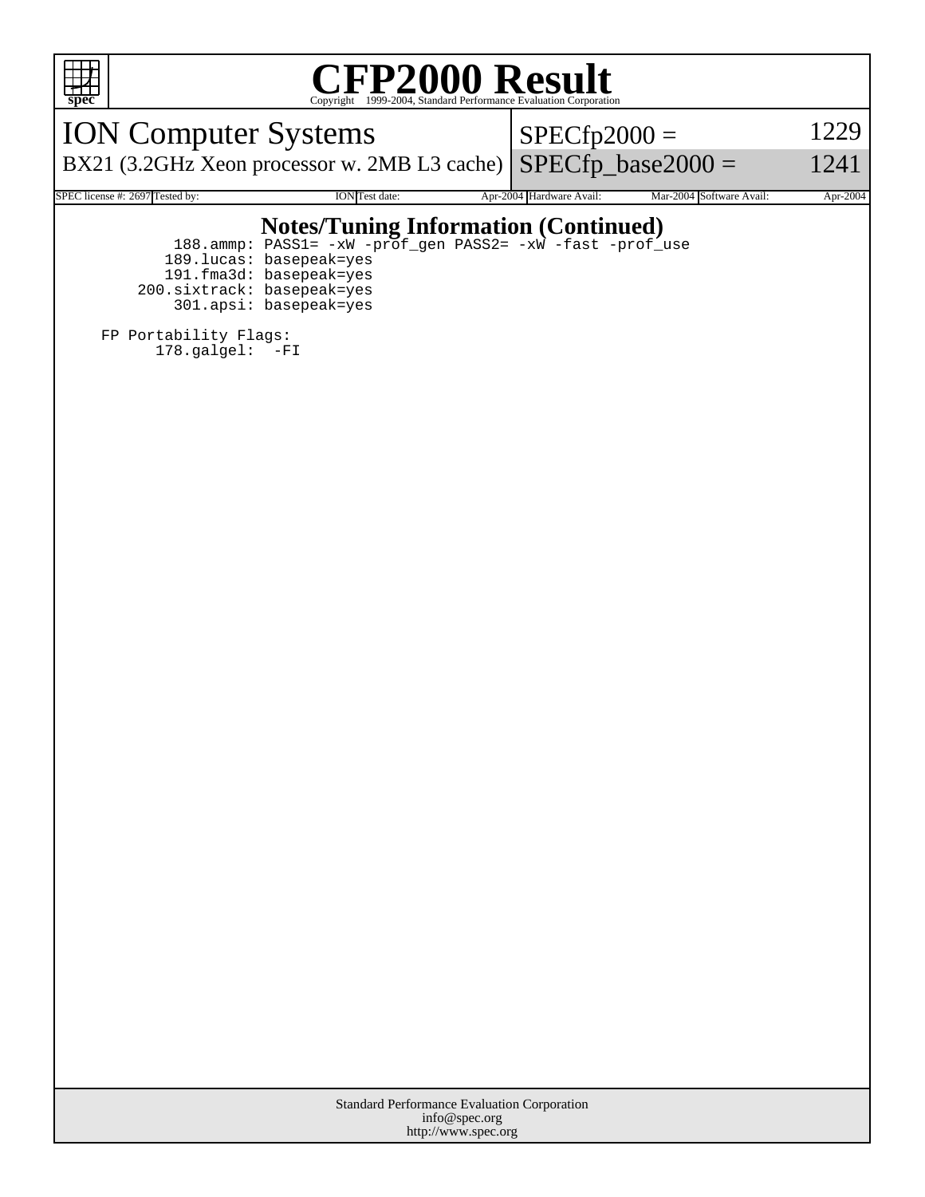# CFP2000 Result

Copyright 1999-2004, Standard Performance Evaluation Corporation

ION Computer Systems

BX21 (3.2GHz Xeon processor w. 2MB L3 cache)

SPECfp2000 = 1229

SPECfp_base2000 = 1241

SPEC license #: 2697 Tested by: ION Test date: Apr-2004 Hardware Avail: Mar-2004 Software Avail: Apr-2004

## Notes/Tuning Information (Continued)

```
          188.ammp: PASS1= -xW -prof_gen PASS2= -xW -fast -prof_use
         189.lucas: basepeak=yes
         191.fma3d: basepeak=yes
      200.sixtrack: basepeak=yes
          301.apsi: basepeak=yes

    FP Portability Flags:
        178.galgel:  -FI
```

Standard Performance Evaluation Corporation
info@spec.org
http://www.spec.org